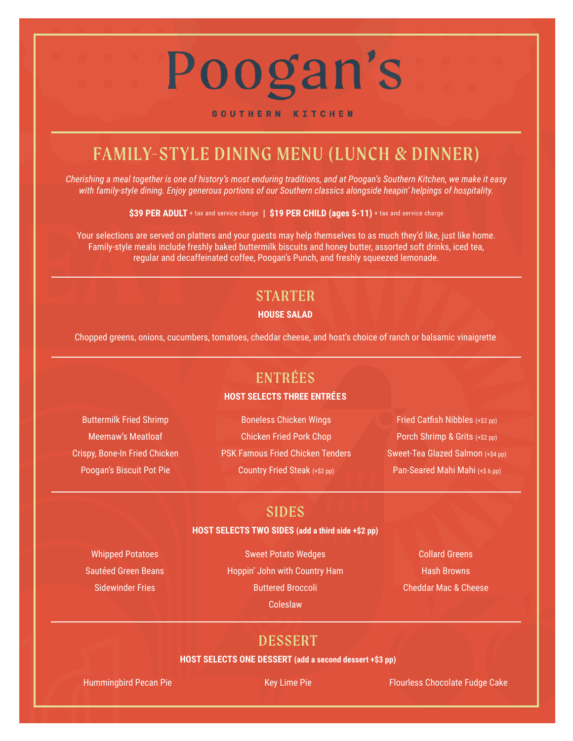# Poogan's

SOUTHERN KITCHEN

## FAMILY-STYLE DINING MENU (LUNCH & DINNER)

*Cherishing a meal together is one of history's most enduring traditions, and at Poogan's Southern Kitchen, we make it easy with family-style dining. Enjoy generous portions of our Southern classics alongside heapin' helpings of hospitality.*

**$39 PER ADULT** + tax and service charge | **$19 PER CHILD (ages 5-11)** + tax and service charge

Your selections are served on platters and your guests may help themselves to as much they'd like, just like home. Family-style meals include freshly baked buttermilk biscuits and honey butter, assorted soft drinks, iced tea, regular and decaffeinated coffee, Poogan's Punch, and freshly squeezed lemonade.

## STARTER

**HOUSE SALAD**

Chopped greens, onions, cucumbers, tomatoes, cheddar cheese, and host's choice of ranch or balsamic vinaigrette

## ENTRÉES

**HOST SELECTS THREE ENTRÉES**

Buttermilk Fried Shrimp
Meemaw's Meatloaf
Crispy, Bone-In Fried Chicken
Poogan's Biscuit Pot Pie

Boneless Chicken Wings
Chicken Fried Pork Chop
PSK Famous Fried Chicken Tenders
Country Fried Steak (+$2 pp)

Fried Catfish Nibbles (+$2 pp)
Porch Shrimp & Grits (+$2 pp)
Sweet-Tea Glazed Salmon (+$4 pp)
Pan-Seared Mahi Mahi (+$ 6 pp)

## SIDES

**HOST SELECTS TWO SIDES (add a third side +$2 pp)**

Whipped Potatoes
Sautéed Green Beans
Sidewinder Fries

Sweet Potato Wedges
Hoppin' John with Country Ham
Buttered Broccoli
Coleslaw

Collard Greens
Hash Browns
Cheddar Mac & Cheese

## DESSERT

**HOST SELECTS ONE DESSERT (add a second dessert +$3 pp)**

Hummingbird Pecan Pie
Key Lime Pie
Flourless Chocolate Fudge Cake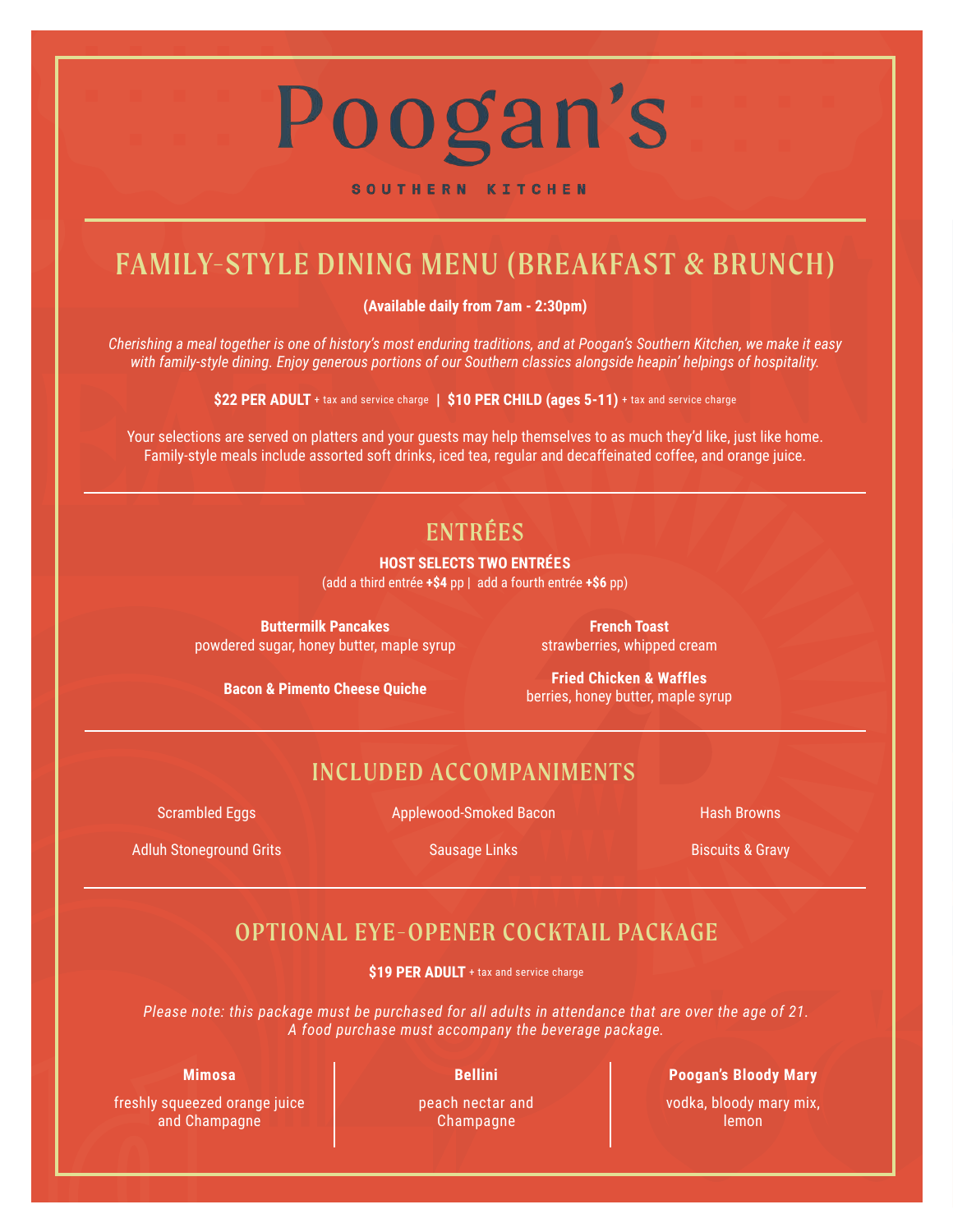# Poogan's

SOUTHERN KITCHEN

## FAMILY-STYLE DINING MENU (BREAKFAST & BRUNCH)

**(Available daily from 7am - 2:30pm)**

*Cherishing a meal together is one of history's most enduring traditions, and at Poogan's Southern Kitchen, we make it easy with family-style dining. Enjoy generous portions of our Southern classics alongside heapin' helpings of hospitality.*

**$22 PER ADULT** + tax and service charge | **$10 PER CHILD (ages 5-11)** + tax and service charge

Your selections are served on platters and your guests may help themselves to as much they'd like, just like home. Family-style meals include assorted soft drinks, iced tea, regular and decaffeinated coffee, and orange juice.

## ENTRÉES

**HOST SELECTS TWO ENTRÉES**

(add a third entrée **+$4** pp | add a fourth entrée **+$6** pp)

**Buttermilk Pancakes**
powdered sugar, honey butter, maple syrup

**French Toast**
strawberries, whipped cream

**Bacon & Pimento Cheese Quiche**

**Fried Chicken & Waffles**
berries, honey butter, maple syrup

## INCLUDED ACCOMPANIMENTS

Scrambled Eggs

Applewood-Smoked Bacon

Hash Browns

Adluh Stoneground Grits

Sausage Links

Biscuits & Gravy

## OPTIONAL EYE-OPENER COCKTAIL PACKAGE

**$19 PER ADULT** + tax and service charge

*Please note: this package must be purchased for all adults in attendance that are over the age of 21. A food purchase must accompany the beverage package.*

**Mimosa**
freshly squeezed orange juice and Champagne

**Bellini**
peach nectar and Champagne

**Poogan's Bloody Mary**
vodka, bloody mary mix, lemon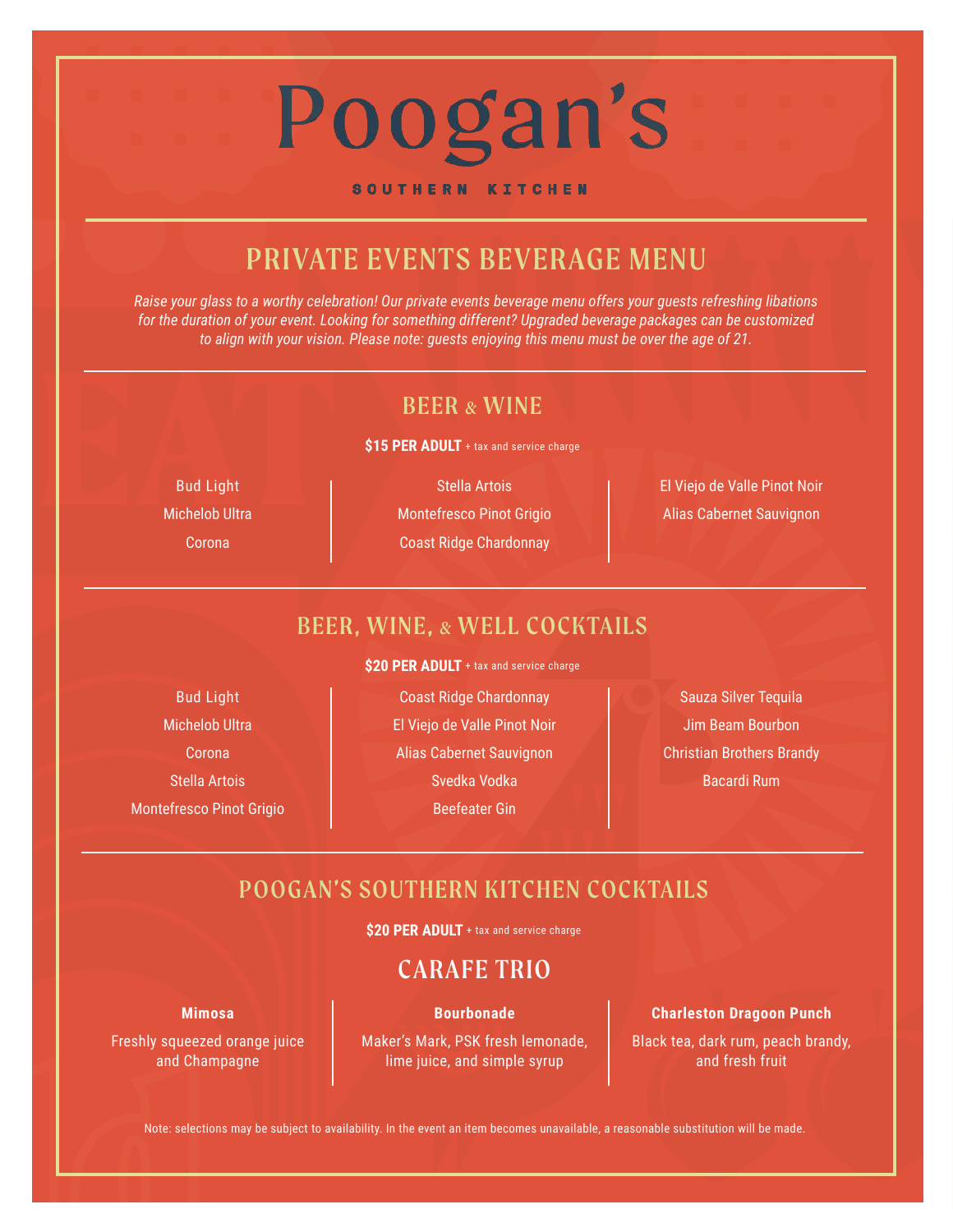# Poogan's

SOUTHERN KITCHEN

## PRIVATE EVENTS BEVERAGE MENU

*Raise your glass to a worthy celebration! Our private events beverage menu offers your guests refreshing libations for the duration of your event. Looking for something different? Upgraded beverage packages can be customized to align with your vision. Please note: guests enjoying this menu must be over the age of 21.*

## BEER & WINE

**$15 PER ADULT** + tax and service charge

Bud Light
Michelob Ultra
Corona
Stella Artois
Montefresco Pinot Grigio
Coast Ridge Chardonnay
El Viejo de Valle Pinot Noir
Alias Cabernet Sauvignon

## BEER, WINE, & WELL COCKTAILS

**$20 PER ADULT** + tax and service charge

Bud Light
Michelob Ultra
Corona
Stella Artois
Montefresco Pinot Grigio
Coast Ridge Chardonnay
El Viejo de Valle Pinot Noir
Alias Cabernet Sauvignon
Svedka Vodka
Beefeater Gin
Sauza Silver Tequila
Jim Beam Bourbon
Christian Brothers Brandy
Bacardi Rum

## POOGAN'S SOUTHERN KITCHEN COCKTAILS

**$20 PER ADULT** + tax and service charge

### CARAFE TRIO

**Mimosa**
Freshly squeezed orange juice and Champagne

**Bourbonade**
Maker's Mark, PSK fresh lemonade, lime juice, and simple syrup

**Charleston Dragoon Punch**
Black tea, dark rum, peach brandy, and fresh fruit

Note: selections may be subject to availability. In the event an item becomes unavailable, a reasonable substitution will be made.